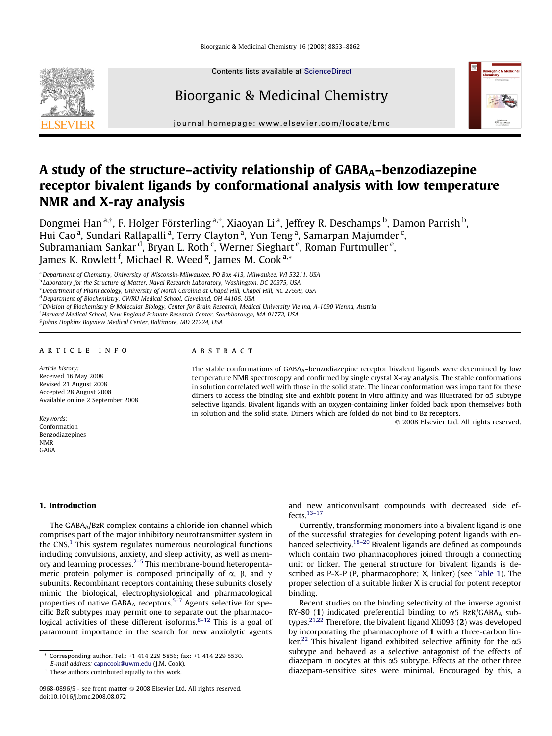# A study of the structure–activity relationship of GABA$_A$–benzodiazepine receptor bivalent ligands by conformational analysis with low temperature NMR and X-ray analysis

Dongmei Han[a,†], F. Holger Förster­ling[a,†], Xiaoyan Li[a], Jeffrey R. Deschamps[b], Damon Parrish[b], Hui Cao[a], Sundari Rallapalli[a], Terry Clayton[a], Yun Teng[a], Samarpan Majumder[c], Subramaniam Sankar[d], Bryan L. Roth[c], Werner Sieghart[e], Roman Furtmuller[e], James K. Rowlett[f], Michael R. Weed[g], James M. Cook[a,*]

[a] Department of Chemistry, University of Wisconsin-Milwaukee, PO Box 413, Milwaukee, WI 53211, USA
[b] Laboratory for the Structure of Matter, Naval Research Laboratory, Washington, DC 20375, USA
[c] Department of Pharmacology, University of North Carolina at Chapel Hill, Chapel Hill, NC 27599, USA
[d] Department of Biochemistry, CWRU Medical School, Cleveland, OH 44106, USA
[e] Division of Biochemistry & Molecular Biology, Center for Brain Research, Medical University Vienna, A-1090 Vienna, Austria
[f] Harvard Medical School, New England Primate Research Center, Southborough, MA 01772, USA
[g] Johns Hopkins Bayview Medical Center, Baltimore, MD 21224, USA

## ARTICLE INFO

*Article history:*
Received 16 May 2008
Revised 21 August 2008
Accepted 28 August 2008
Available online 2 September 2008

*Keywords:*
Conformation
Benzodiazepines
NMR
GABA

## ABSTRACT

The stable conformations of GABA$_A$–benzodiazepine receptor bivalent ligands were determined by low temperature NMR spectroscopy and confirmed by single crystal X-ray analysis. The stable conformations in solution correlated well with those in the solid state. The linear conformation was important for these dimers to access the binding site and exhibit potent in vitro affinity and was illustrated for α5 subtype selective ligands. Bivalent ligands with an oxygen-containing linker folded back upon themselves both in solution and the solid state. Dimers which are folded do not bind to Bz receptors.

© 2008 Elsevier Ltd. All rights reserved.

## 1. Introduction

The GABA$_A$/BzR complex contains a chloride ion channel which comprises part of the major inhibitory neurotransmitter system in the CNS.[1] This system regulates numerous neurological functions including convulsions, anxiety, and sleep activity, as well as memory and learning processes.[2–5] This membrane-bound heteropentameric protein polymer is composed principally of α, β, and γ subunits. Recombinant receptors containing these subunits closely mimic the biological, electrophysiological and pharmacological properties of native GABA$_A$ receptors.[5–7] Agents selective for specific BzR subtypes may permit one to separate out the pharmacological activities of these different isoforms.[8–12] This is a goal of paramount importance in the search for new anxiolytic agents and new anticonvulsant compounds with decreased side effects.[13–17]

Currently, transforming monomers into a bivalent ligand is one of the successful strategies for developing potent ligands with enhanced selectivity.[18–20] Bivalent ligands are defined as compounds which contain two pharmacophores joined through a connecting unit or linker. The general structure for bivalent ligands is described as P-X-P (P, pharmacophore; X, linker) (see Table 1). The proper selection of a suitable linker X is crucial for potent receptor binding.

Recent studies on the binding selectivity of the inverse agonist RY-80 (**1**) indicated preferential binding to α5 BzR/GABA$_A$ subtypes.[21,22] Therefore, the bivalent ligand Xli093 (**2**) was developed by incorporating the pharmacophore of **1** with a three-carbon linker.[22] This bivalent ligand exhibited selective affinity for the α5 subtype and behaved as a selective antagonist of the effects of diazepam in oocytes at this α5 subtype. Effects at the other three diazepam-sensitive sites were minimal. Encouraged by this, a

\* Corresponding author. Tel.: +1 414 229 5856; fax: +1 414 229 5530. E-mail address: capncook@uwm.edu (J.M. Cook).
† These authors contributed equally to this work.

0968-0896/$ - see front matter © 2008 Elsevier Ltd. All rights reserved.
doi:10.1016/j.bmc.2008.08.072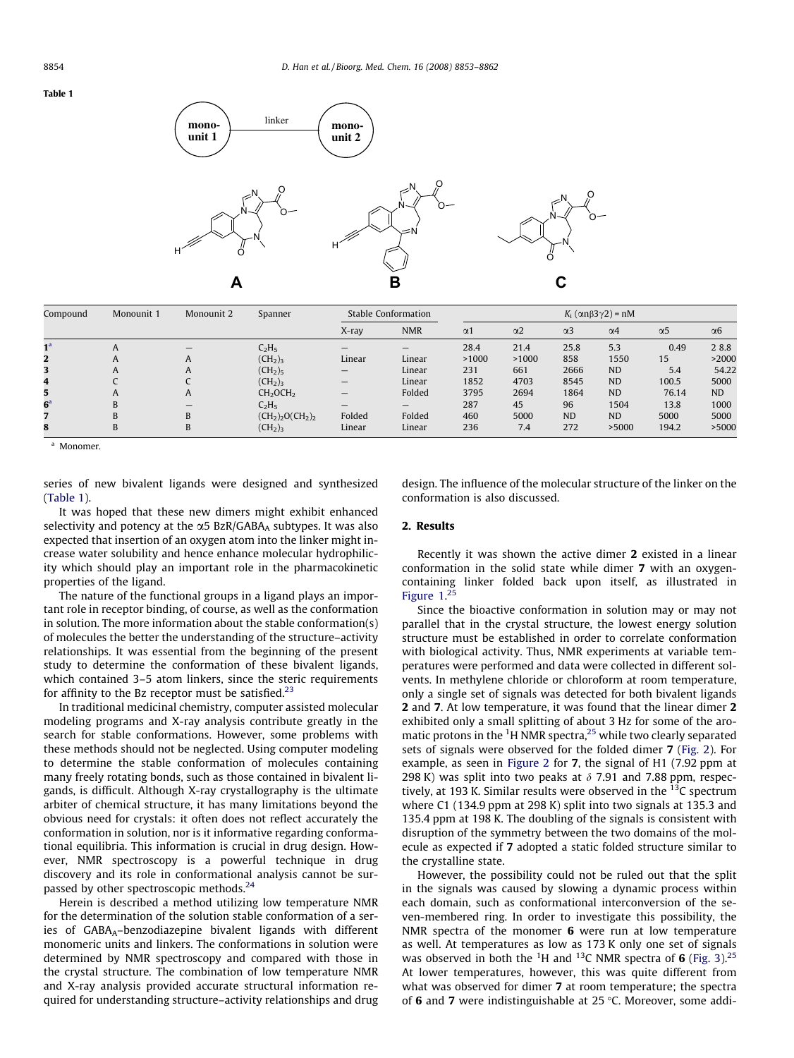**Table 1**

| Compound | Monounit 1 | Monounit 2 | Spanner | Stable Conformation | | $K_i$ ($\alpha$n$\beta$3$\gamma$2) = nM | | | | | |
|---|---|---|---|---|---|---|---|---|---|---|---|
| | | | | X-ray | NMR | $\alpha$1 | $\alpha$2 | $\alpha$3 | $\alpha$4 | $\alpha$5 | $\alpha$6 |
| **1**[a] | A | — | $C_2H_5$ | — | — | 28.4 | 21.4 | 25.8 | 5.3 | 0.49 | 2 8.8 |
| **2** | A | A | $(CH_2)_3$ | Linear | Linear | >1000 | >1000 | 858 | 1550 | 15 | >2000 |
| **3** | A | A | $(CH_2)_5$ | — | Linear | 231 | 661 | 2666 | ND | 5.4 | 54.22 |
| **4** | C | C | $(CH_2)_3$ | — | Linear | 1852 | 4703 | 8545 | ND | 100.5 | 5000 |
| **5** | A | A | $CH_2OCH_2$ | — | Folded | 3795 | 2694 | 1864 | ND | 76.14 | ND |
| **6**[a] | B | — | $C_2H_5$ | — | — | 287 | 45 | 96 | 1504 | 13.8 | 1000 |
| **7** | B | B | $(CH_2)_2O(CH_2)_2$ | Folded | Folded | 460 | 5000 | ND | ND | 5000 | 5000 |
| **8** | B | B | $(CH_2)_3$ | Linear | Linear | 236 | 7.4 | 272 | >5000 | 194.2 | >5000 |

[a] Monomer.

series of new bivalent ligands were designed and synthesized (Table 1).

It was hoped that these new dimers might exhibit enhanced selectivity and potency at the $\alpha$5 BzR/GABA$_A$ subtypes. It was also expected that insertion of an oxygen atom into the linker might increase water solubility and hence enhance molecular hydrophilicity which should play an important role in the pharmacokinetic properties of the ligand.

The nature of the functional groups in a ligand plays an important role in receptor binding, of course, as well as the conformation in solution. The more information about the stable conformation(s) of molecules the better the understanding of the structure–activity relationships. It was essential from the beginning of the present study to determine the conformation of these bivalent ligands, which contained 3–5 atom linkers, since the steric requirements for affinity to the Bz receptor must be satisfied.[23]

In traditional medicinal chemistry, computer assisted molecular modeling programs and X-ray analysis contribute greatly in the search for stable conformations. However, some problems with these methods should not be neglected. Using computer modeling to determine the stable conformation of molecules containing many freely rotating bonds, such as those contained in bivalent ligands, is difficult. Although X-ray crystallography is the ultimate arbiter of chemical structure, it has many limitations beyond the obvious need for crystals: it often does not reflect accurately the conformation in solution, nor is it informative regarding conformational equilibria. This information is crucial in drug design. However, NMR spectroscopy is a powerful technique in drug discovery and its role in conformational analysis cannot be surpassed by other spectroscopic methods.[24]

Herein is described a method utilizing low temperature NMR for the determination of the solution stable conformation of a series of GABA$_A$–benzodiazepine bivalent ligands with different monomeric units and linkers. The conformations in solution were determined by NMR spectroscopy and compared with those in the crystal structure. The combination of low temperature NMR and X-ray analysis provided accurate structural information required for understanding structure–activity relationships and drug design. The influence of the molecular structure of the linker on the conformation is also discussed.

## 2. Results

Recently it was shown the active dimer **2** existed in a linear conformation in the solid state while dimer **7** with an oxygen-containing linker folded back upon itself, as illustrated in Figure 1.[25]

Since the bioactive conformation in solution may or may not parallel that in the crystal structure, the lowest energy solution structure must be established in order to correlate conformation with biological activity. Thus, NMR experiments at variable temperatures were performed and data were collected in different solvents. In methylene chloride or chloroform at room temperature, only a single set of signals was detected for both bivalent ligands **2** and **7**. At low temperature, it was found that the linear dimer **2** exhibited only a small splitting of about 3 Hz for some of the aromatic protons in the $^1$H NMR spectra,[25] while two clearly separated sets of signals were observed for the folded dimer **7** (Fig. 2). For example, as seen in Figure 2 for **7**, the signal of H1 (7.92 ppm at 298 K) was split into two peaks at $\delta$ 7.91 and 7.88 ppm, respectively, at 193 K. Similar results were observed in the $^{13}$C spectrum where C1 (134.9 ppm at 298 K) split into two signals at 135.3 and 135.4 ppm at 198 K. The doubling of the signals is consistent with disruption of the symmetry between the two domains of the molecule as expected if **7** adopted a static folded structure similar to the crystalline state.

However, the possibility could not be ruled out that the split in the signals was caused by slowing a dynamic process within each domain, such as conformational interconversion of the seven-membered ring. In order to investigate this possibility, the NMR spectra of the monomer **6** were run at low temperature as well. At temperatures as low as 173 K only one set of signals was observed in both the $^1$H and $^{13}$C NMR spectra of **6** (Fig. 3).[25] At lower temperatures, however, this was quite different from what was observed for dimer **7** at room temperature; the spectra of **6** and **7** were indistinguishable at 25 °C. Moreover, some addi-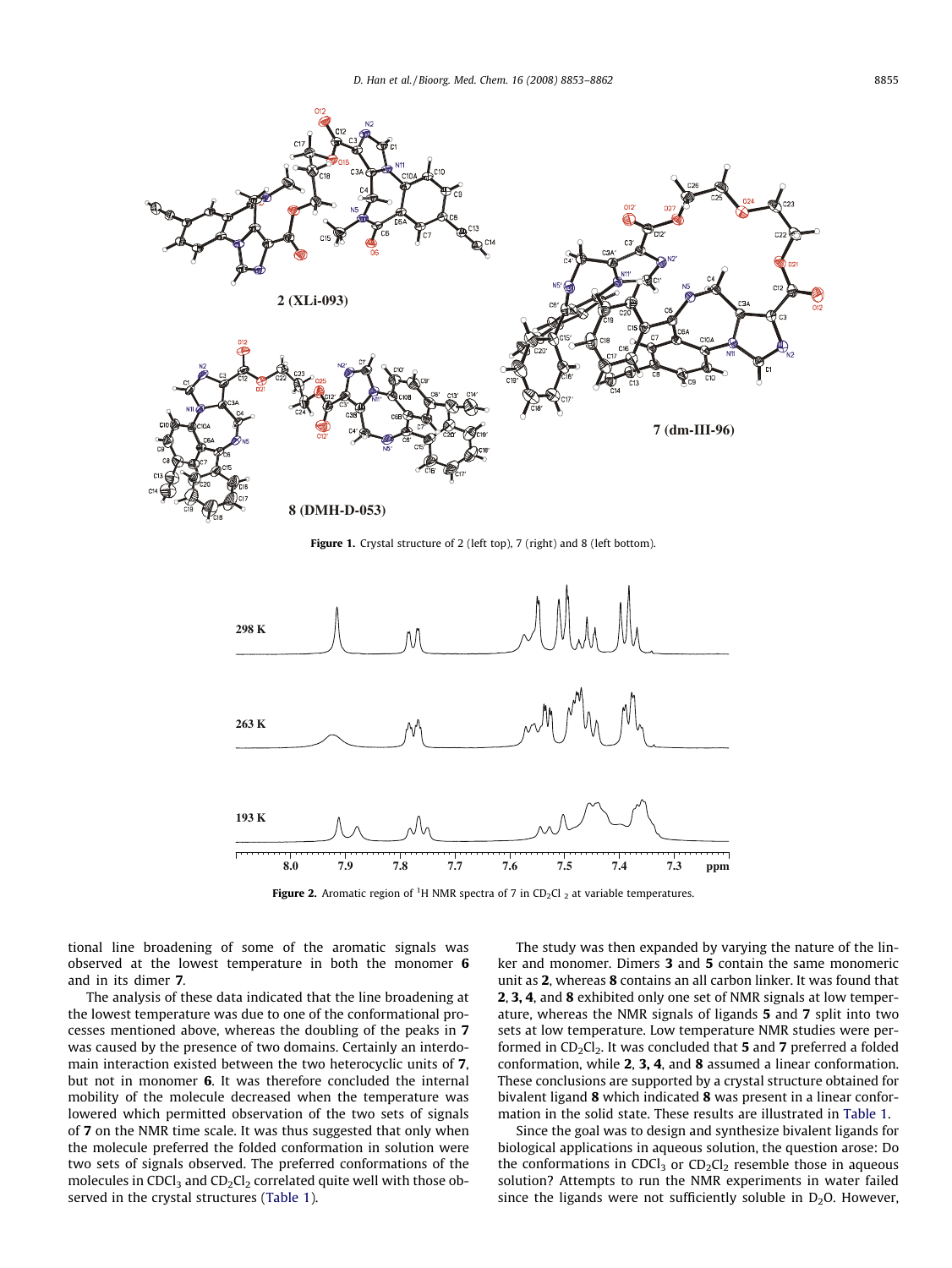Figure 1. Crystal structure of 2 (left top), 7 (right) and 8 (left bottom).

Figure 2. Aromatic region of $^1$H NMR spectra of 7 in $CD_2Cl_2$ at variable temperatures.

tional line broadening of some of the aromatic signals was observed at the lowest temperature in both the monomer **6** and in its dimer **7**.

The analysis of these data indicated that the line broadening at the lowest temperature was due to one of the conformational processes mentioned above, whereas the doubling of the peaks in **7** was caused by the presence of two domains. Certainly an interdomain interaction existed between the two heterocyclic units of **7**, but not in monomer **6**. It was therefore concluded the internal mobility of the molecule decreased when the temperature was lowered which permitted observation of the two sets of signals of **7** on the NMR time scale. It was thus suggested that only when the molecule preferred the folded conformation in solution were two sets of signals observed. The preferred conformations of the molecules in $CDCl_3$ and $CD_2Cl_2$ correlated quite well with those observed in the crystal structures (Table 1).

The study was then expanded by varying the nature of the linker and monomer. Dimers **3** and **5** contain the same monomeric unit as **2**, whereas **8** contains an all carbon linker. It was found that **2**, **3**, **4**, and **8** exhibited only one set of NMR signals at low temperature, whereas the NMR signals of ligands **5** and **7** split into two sets at low temperature. Low temperature NMR studies were performed in $CD_2Cl_2$. It was concluded that **5** and **7** preferred a folded conformation, while **2**, **3**, **4**, and **8** assumed a linear conformation. These conclusions are supported by a crystal structure obtained for bivalent ligand **8** which indicated **8** was present in a linear conformation in the solid state. These results are illustrated in Table 1.

Since the goal was to design and synthesize bivalent ligands for biological applications in aqueous solution, the question arose: Do the conformations in $CDCl_3$ or $CD_2Cl_2$ resemble those in aqueous solution? Attempts to run the NMR experiments in water failed since the ligands were not sufficiently soluble in $D_2O$. However,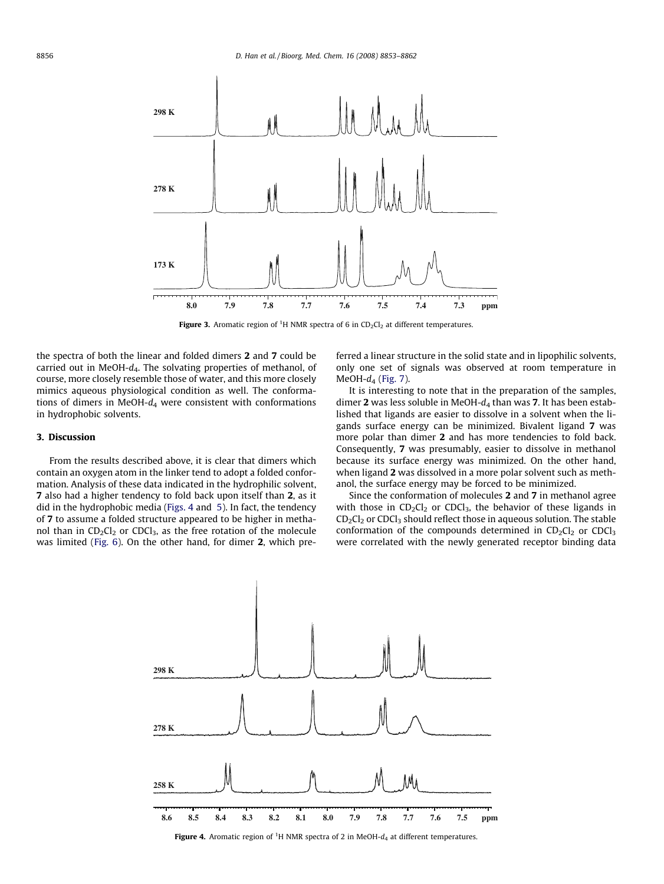Figure 3. Aromatic region of $^{1}H$ NMR spectra of 6 in $CD_2Cl_2$ at different temperatures.

the spectra of both the linear and folded dimers **2** and **7** could be carried out in MeOH-$d_4$. The solvating properties of methanol, of course, more closely resemble those of water, and this more closely mimics aqueous physiological condition as well. The conformations of dimers in MeOH-$d_4$ were consistent with conformations in hydrophobic solvents.

## 3. Discussion

From the results described above, it is clear that dimers which contain an oxygen atom in the linker tend to adopt a folded conformation. Analysis of these data indicated in the hydrophilic solvent, **7** also had a higher tendency to fold back upon itself than **2**, as it did in the hydrophobic media (Figs. 4 and 5). In fact, the tendency of **7** to assume a folded structure appeared to be higher in methanol than in $CD_2Cl_2$ or $CDCl_3$, as the free rotation of the molecule was limited (Fig. 6). On the other hand, for dimer **2**, which preferred a linear structure in the solid state and in lipophilic solvents, only one set of signals was observed at room temperature in MeOH-$d_4$ (Fig. 7).

It is interesting to note that in the preparation of the samples, dimer **2** was less soluble in MeOH-$d_4$ than was **7**. It has been established that ligands are easier to dissolve in a solvent when the ligands surface energy can be minimized. Bivalent ligand **7** was more polar than dimer **2** and has more tendencies to fold back. Consequently, **7** was presumably, easier to dissolve in methanol because its surface energy was minimized. On the other hand, when ligand **2** was dissolved in a more polar solvent such as methanol, the surface energy may be forced to be minimized.

Since the conformation of molecules **2** and **7** in methanol agree with those in $CD_2Cl_2$ or $CDCl_3$, the behavior of these ligands in $CD_2Cl_2$ or $CDCl_3$ should reflect those in aqueous solution. The stable conformation of the compounds determined in $CD_2Cl_2$ or $CDCl_3$ were correlated with the newly generated receptor binding data

Figure 4. Aromatic region of $^{1}H$ NMR spectra of 2 in MeOH-$d_4$ at different temperatures.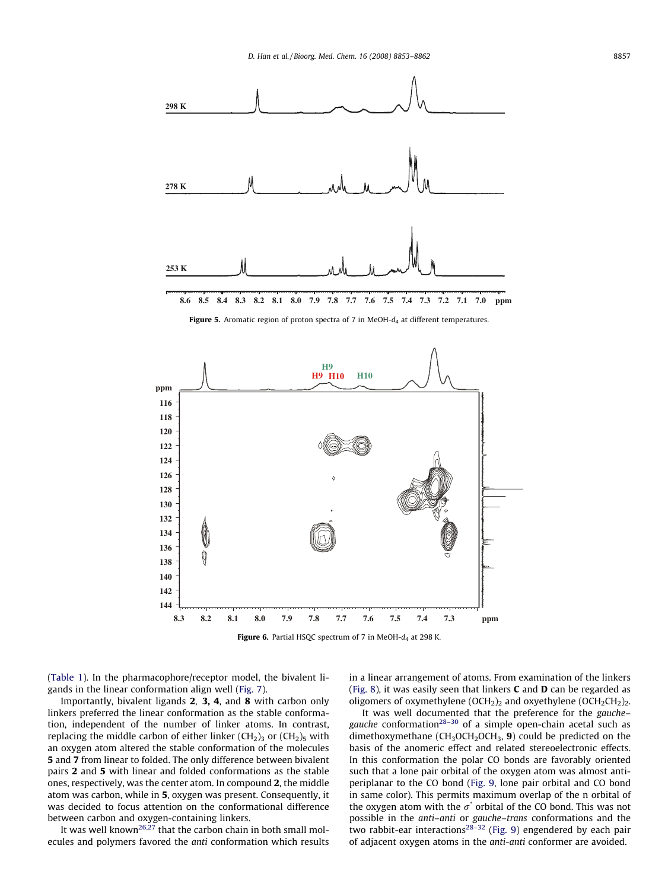Figure 5. Aromatic region of proton spectra of 7 in MeOH-$d_4$ at different temperatures.

Figure 6. Partial HSQC spectrum of 7 in MeOH-$d_4$ at 298 K.

(Table 1). In the pharmacophore/receptor model, the bivalent ligands in the linear conformation align well (Fig. 7).

Importantly, bivalent ligands **2**, **3**, **4**, and **8** with carbon only linkers preferred the linear conformation as the stable conformation, independent of the number of linker atoms. In contrast, replacing the middle carbon of either linker $(CH_2)_3$ or $(CH_2)_5$ with an oxygen atom altered the stable conformation of the molecules **5** and **7** from linear to folded. The only difference between bivalent pairs **2** and **5** with linear and folded conformations as the stable ones, respectively, was the center atom. In compound **2**, the middle atom was carbon, while in **5**, oxygen was present. Consequently, it was decided to focus attention on the conformational difference between carbon and oxygen-containing linkers.

It was well known[26,27] that the carbon chain in both small molecules and polymers favored the *anti* conformation which results in a linear arrangement of atoms. From examination of the linkers (Fig. 8), it was easily seen that linkers **C** and **D** can be regarded as oligomers of oxymethylene $(OCH_2)_2$ and oxyethylene $(OCH_2CH_2)_2$.

It was well documented that the preference for the *gauche–gauche* conformation[28–30] of a simple open-chain acetal such as dimethoxymethane ($CH_3OCH_2OCH_3$, **9**) could be predicted on the basis of the anomeric effect and related stereoelectronic effects. In this conformation the polar CO bonds are favorably oriented such that a lone pair orbital of the oxygen atom was almost antiperiplanar to the CO bond (Fig. 9, lone pair orbital and CO bond in same color). This permits maximum overlap of the n orbital of the oxygen atom with the $\sigma^*$ orbital of the CO bond. This was not possible in the *anti–anti* or *gauche–trans* conformations and the two rabbit-ear interactions[28–32] (Fig. 9) engendered by each pair of adjacent oxygen atoms in the *anti-anti* conformer are avoided.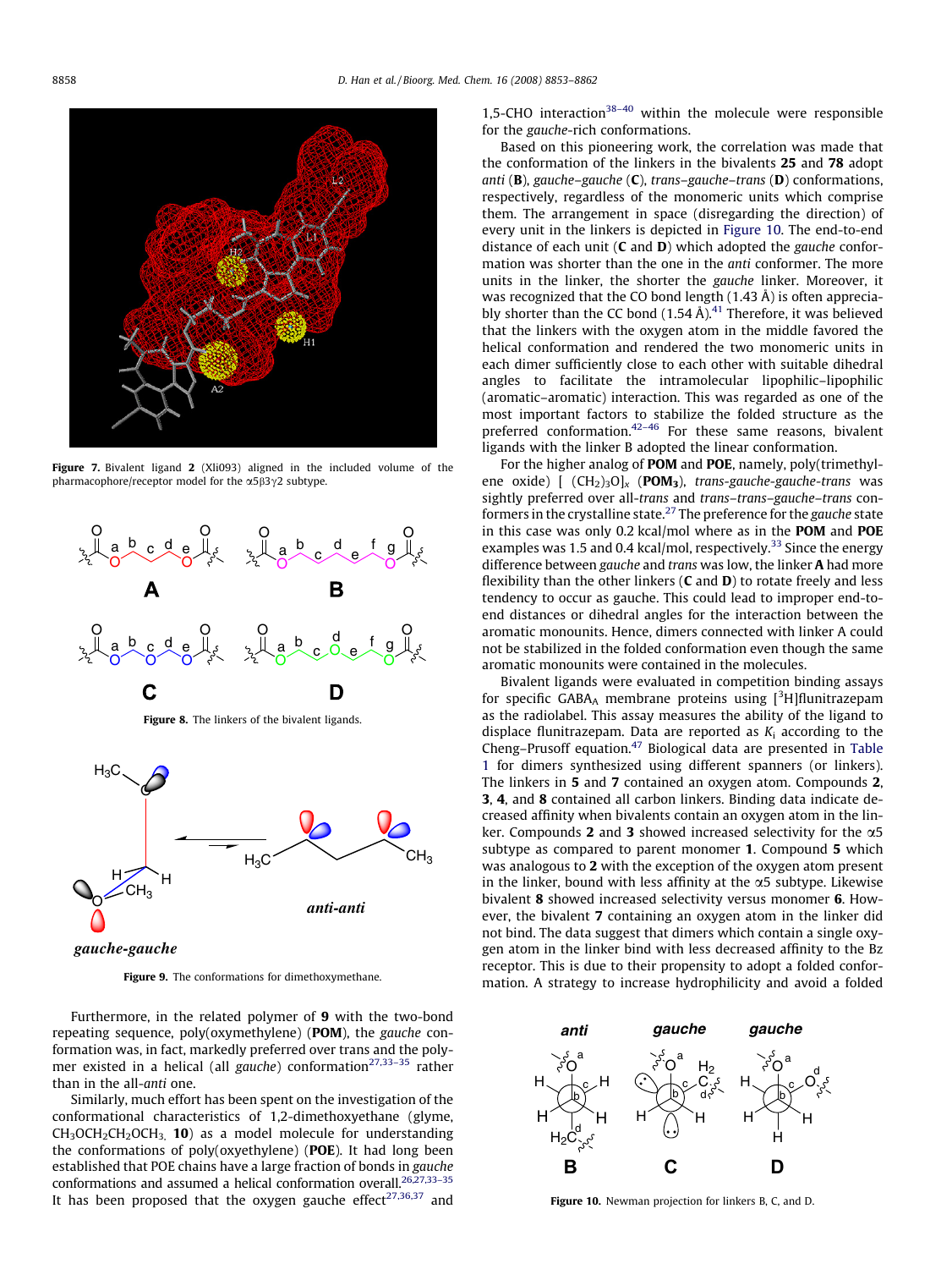Figure 7. Bivalent ligand 2 (Xli093) aligned in the included volume of the pharmacophore/receptor model for the α5β3γ2 subtype.

Figure 8. The linkers of the bivalent ligands.

Figure 9. The conformations for dimethoxymethane.

Furthermore, in the related polymer of **9** with the two-bond repeating sequence, poly(oxymethylene) (**POM**), the *gauche* conformation was, in fact, markedly preferred over trans and the polymer existed in a helical (all *gauche*) conformation[27,33–35] rather than in the all-*anti* one.

Similarly, much effort has been spent on the investigation of the conformational characteristics of 1,2-dimethoxyethane (glyme, $CH_3OCH_2CH_2OCH_3$, **10**) as a model molecule for understanding the conformations of poly(oxyethylene) (**POE**). It had long been established that POE chains have a large fraction of bonds in *gauche* conformations and assumed a helical conformation overall.[26,27,33–35] It has been proposed that the oxygen gauche effect[27,36,37] and 1,5-CHO interaction[38–40] within the molecule were responsible for the *gauche*-rich conformations.

Based on this pioneering work, the correlation was made that the conformation of the linkers in the bivalents **25** and **78** adopt *anti* (**B**), *gauche–gauche* (**C**), *trans–gauche–trans* (**D**) conformations, respectively, regardless of the monomeric units which comprise them. The arrangement in space (disregarding the direction) of every unit in the linkers is depicted in Figure 10. The end-to-end distance of each unit (**C** and **D**) which adopted the *gauche* conformation was shorter than the one in the *anti* conformer. The more units in the linker, the shorter the *gauche* linker. Moreover, it was recognized that the CO bond length (1.43 Å) is often appreciably shorter than the CC bond (1.54 Å).[41] Therefore, it was believed that the linkers with the oxygen atom in the middle favored the helical conformation and rendered the two monomeric units in each dimer sufficiently close to each other with suitable dihedral angles to facilitate the intramolecular lipophilic–lipophilic (aromatic–aromatic) interaction. This was regarded as one of the most important factors to stabilize the folded structure as the preferred conformation.[42–46] For these same reasons, bivalent ligands with the linker B adopted the linear conformation.

For the higher analog of **POM** and **POE**, namely, poly(trimethylene oxide) [ $(CH_2)_3O]_x$ (**POM$_3$**), *trans-gauche-gauche-trans* was sightly preferred over all-*trans* and *trans–trans–gauche–trans* conformers in the crystalline state.[27] The preference for the *gauche* state in this case was only 0.2 kcal/mol where as in the **POM** and **POE** examples was 1.5 and 0.4 kcal/mol, respectively.[33] Since the energy difference between *gauche* and *trans* was low, the linker **A** had more flexibility than the other linkers (**C** and **D**) to rotate freely and less tendency to occur as gauche. This could lead to improper end-to-end distances or dihedral angles for the interaction between the aromatic monounits. Hence, dimers connected with linker A could not be stabilized in the folded conformation even though the same aromatic monounits were contained in the molecules.

Bivalent ligands were evaluated in competition binding assays for specific $GABA_A$ membrane proteins using [$^3$H]flunitrazepam as the radiolabel. This assay measures the ability of the ligand to displace flunitrazepam. Data are reported as $K_i$ according to the Cheng–Prusoff equation.[47] Biological data are presented in Table 1 for dimers synthesized using different spanners (or linkers). The linkers in **5** and **7** contained an oxygen atom. Compounds **2**, **3**, **4**, and **8** contained all carbon linkers. Binding data indicate decreased affinity when bivalents contain an oxygen atom in the linker. Compounds **2** and **3** showed increased selectivity for the α5 subtype as compared to parent monomer **1**. Compound **5** which was analogous to **2** with the exception of the oxygen atom present in the linker, bound with less affinity at the α5 subtype. Likewise bivalent **8** showed increased selectivity versus monomer **6**. However, the bivalent **7** containing an oxygen atom in the linker did not bind. The data suggest that dimers which contain a single oxygen atom in the linker bind with less decreased affinity to the Bz receptor. This is due to their propensity to adopt a folded conformation. A strategy to increase hydrophilicity and avoid a folded

Figure 10. Newman projection for linkers B, C, and D.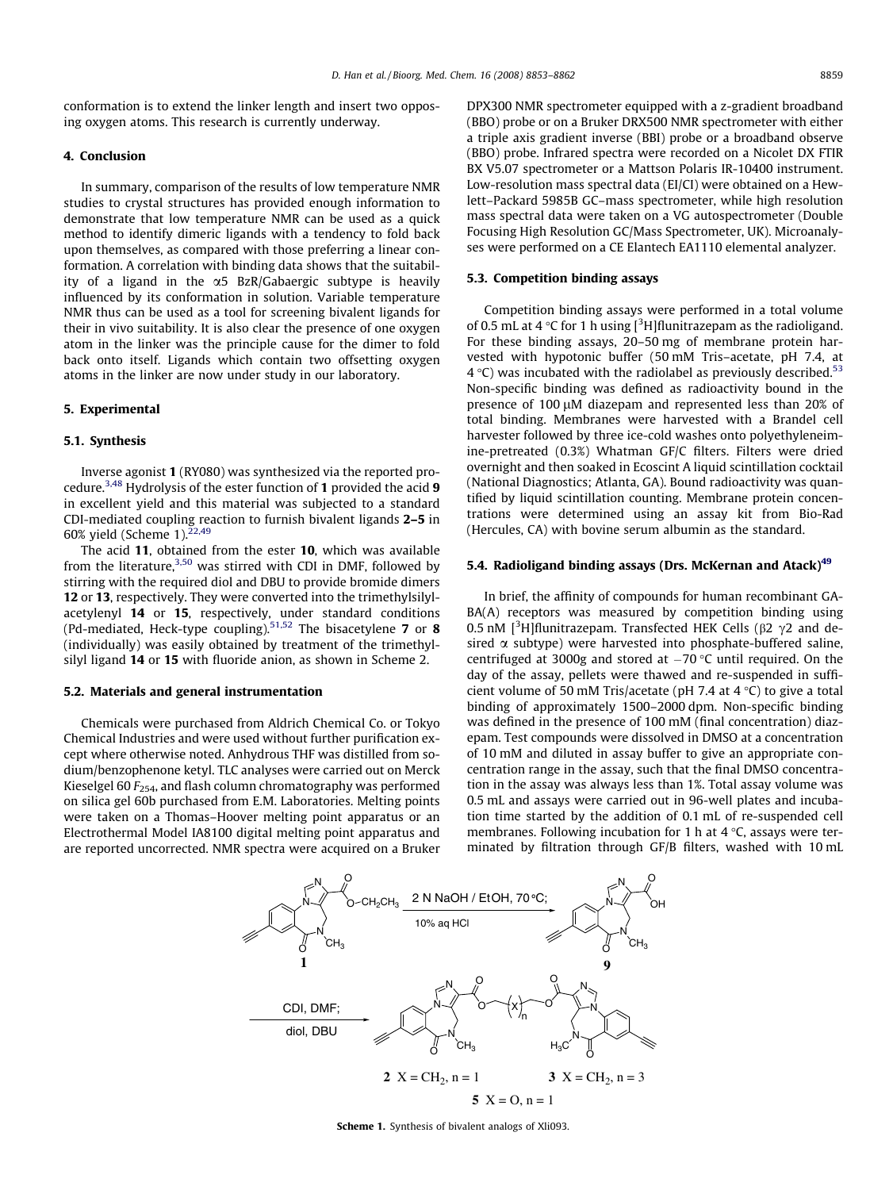conformation is to extend the linker length and insert two opposing oxygen atoms. This research is currently underway.

## 4. Conclusion

In summary, comparison of the results of low temperature NMR studies to crystal structures has provided enough information to demonstrate that low temperature NMR can be used as a quick method to identify dimeric ligands with a tendency to fold back upon themselves, as compared with those preferring a linear conformation. A correlation with binding data shows that the suitability of a ligand in the α5 BzR/Gabaergic subtype is heavily influenced by its conformation in solution. Variable temperature NMR thus can be used as a tool for screening bivalent ligands for their in vivo suitability. It is also clear the presence of one oxygen atom in the linker was the principle cause for the dimer to fold back onto itself. Ligands which contain two offsetting oxygen atoms in the linker are now under study in our laboratory.

## 5. Experimental

### 5.1. Synthesis

Inverse agonist **1** (RY080) was synthesized via the reported procedure.[3,48] Hydrolysis of the ester function of **1** provided the acid **9** in excellent yield and this material was subjected to a standard CDI-mediated coupling reaction to furnish bivalent ligands **2–5** in 60% yield (Scheme 1).[22,49]

The acid **11**, obtained from the ester **10**, which was available from the literature,[3,50] was stirred with CDI in DMF, followed by stirring with the required diol and DBU to provide bromide dimers **12** or **13**, respectively. They were converted into the trimethylsilylacetylenyl **14** or **15**, respectively, under standard conditions (Pd-mediated, Heck-type coupling).[51,52] The bisacetylene **7** or **8** (individually) was easily obtained by treatment of the trimethylsilyl ligand **14** or **15** with fluoride anion, as shown in Scheme 2.

### 5.2. Materials and general instrumentation

Chemicals were purchased from Aldrich Chemical Co. or Tokyo Chemical Industries and were used without further purification except where otherwise noted. Anhydrous THF was distilled from sodium/benzophenone ketyl. TLC analyses were carried out on Merck Kieselgel 60 $F_{254}$, and flash column chromatography was performed on silica gel 60b purchased from E.M. Laboratories. Melting points were taken on a Thomas–Hoover melting point apparatus or an Electrothermal Model IA8100 digital melting point apparatus and are reported uncorrected. NMR spectra were acquired on a Bruker DPX300 NMR spectrometer equipped with a z-gradient broadband (BBO) probe or on a Bruker DRX500 NMR spectrometer with either a triple axis gradient inverse (BBI) probe or a broadband observe (BBO) probe. Infrared spectra were recorded on a Nicolet DX FTIR BX V5.07 spectrometer or a Mattson Polaris IR-10400 instrument. Low-resolution mass spectral data (EI/CI) were obtained on a Hewlett–Packard 5985B GC–mass spectrometer, while high resolution mass spectral data were taken on a VG autospectrometer (Double Focusing High Resolution GC/Mass Spectrometer, UK). Microanalyses were performed on a CE Elantech EA1110 elemental analyzer.

### 5.3. Competition binding assays

Competition binding assays were performed in a total volume of 0.5 mL at 4 °C for 1 h using [$^3$H]flunitrazepam as the radioligand. For these binding assays, 20–50 mg of membrane protein harvested with hypotonic buffer (50 mM Tris–acetate, pH 7.4, at 4 °C) was incubated with the radiolabel as previously described.[53] Non-specific binding was defined as radioactivity bound in the presence of 100 μM diazepam and represented less than 20% of total binding. Membranes were harvested with a Brandel cell harvester followed by three ice-cold washes onto polyethyleneimine-pretreated (0.3%) Whatman GF/C filters. Filters were dried overnight and then soaked in Ecoscint A liquid scintillation cocktail (National Diagnostics; Atlanta, GA). Bound radioactivity was quantified by liquid scintillation counting. Membrane protein concentrations were determined using an assay kit from Bio-Rad (Hercules, CA) with bovine serum albumin as the standard.

### 5.4. Radioligand binding assays (Drs. McKernan and Atack)[49]

In brief, the affinity of compounds for human recombinant GABA(A) receptors was measured by competition binding using 0.5 nM [$^3$H]flunitrazepam. Transfected HEK Cells (β2 γ2 and desired α subtype) were harvested into phosphate-buffered saline, centrifuged at 3000g and stored at −70 °C until required. On the day of the assay, pellets were thawed and re-suspended in sufficient volume of 50 mM Tris/acetate (pH 7.4 at 4 °C) to give a total binding of approximately 1500–2000 dpm. Non-specific binding was defined in the presence of 100 mM (final concentration) diazepam. Test compounds were dissolved in DMSO at a concentration of 10 mM and diluted in assay buffer to give an appropriate concentration range in the assay, such that the final DMSO concentration in the assay was always less than 1%. Total assay volume was 0.5 mL and assays were carried out in 96-well plates and incubation time started by the addition of 0.1 mL of re-suspended cell membranes. Following incubation for 1 h at 4 °C, assays were terminated by filtration through GF/B filters, washed with 10 mL

1 → (2 N NaOH / EtOH, 70 °C; 10% aq HCl) → 9 → (CDI, DMF; diol, DBU) → **2** X = CH$_2$, n = 1; **3** X = CH$_2$, n = 3; **5** X = O, n = 1

**Scheme 1.** Synthesis of bivalent analogs of Xli093.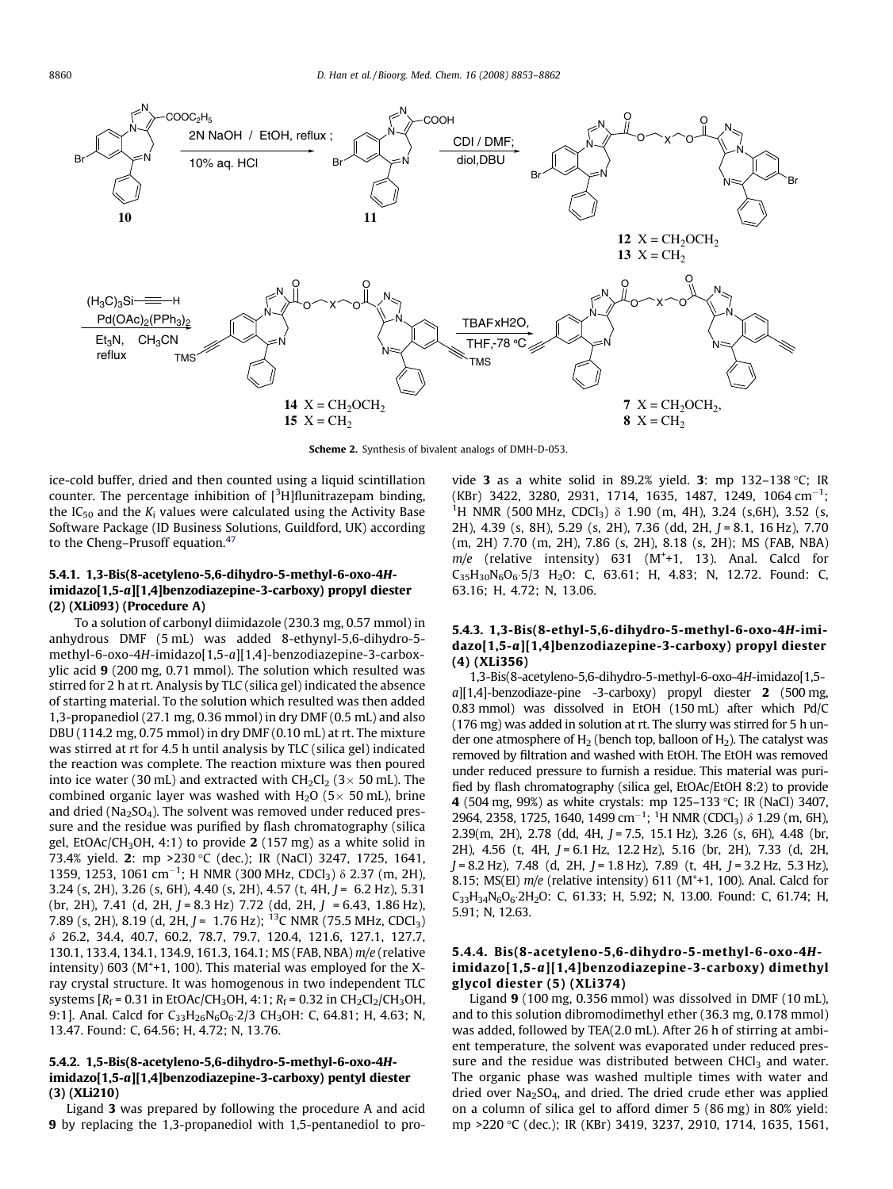**Scheme 2.** Synthesis of bivalent analogs of DMH-D-053.

ice-cold buffer, dried and then counted using a liquid scintillation counter. The percentage inhibition of [$^3$H]flunitrazepam binding, the $IC_{50}$ and the $K_i$ values were calculated using the Activity Base Software Package (ID Business Solutions, Guildford, UK) according to the Cheng–Prusoff equation.[47]

#### 5.4.1. 1,3-Bis(8-acetyleno-5,6-dihydro-5-methyl-6-oxo-4*H*-imidazo[1,5-*a*][1,4]benzodiazepine-3-carboxy) propyl diester (2) (XLi093) (Procedure A)

To a solution of carbonyl diimidazole (230.3 mg, 0.57 mmol) in anhydrous DMF (5 mL) was added 8-ethynyl-5,6-dihydro-5-methyl-6-oxo-4*H*-imidazo[1,5-*a*][1,4]-benzodiazepine-3-carboxylic acid **9** (200 mg, 0.71 mmol). The solution which resulted was stirred for 2 h at rt. Analysis by TLC (silica gel) indicated the absence of starting material. To the solution which resulted was then added 1,3-propanediol (27.1 mg, 0.36 mmol) in dry DMF (0.5 mL) and also DBU (114.2 mg, 0.75 mmol) in dry DMF (0.10 mL) at rt. The mixture was stirred at rt for 4.5 h until analysis by TLC (silica gel) indicated the reaction was complete. The reaction mixture was then poured into ice water (30 mL) and extracted with $CH_2Cl_2$ (3× 50 mL). The combined organic layer was washed with $H_2O$ (5× 50 mL), brine and dried ($Na_2SO_4$). The solvent was removed under reduced pressure and the residue was purified by flash chromatography (silica gel, EtOAc/$CH_3OH$, 4:1) to provide **2** (157 mg) as a white solid in 73.4% yield. **2**: mp >230 °C (dec.); IR (NaCl) 3247, 1725, 1641, 1359, 1253, 1061 cm$^{-1}$; H NMR (300 MHz, $CDCl_3$) δ 2.37 (m, 2H), 3.24 (s, 6H), 3.26 (s, 6H), 4.40 (s, 2H), 4.57 (t, 4H, *J* = 6.2 Hz), 5.31 (br, 2H), 7.41 (d, 2H, *J* = 8.3 Hz) 7.72 (dd, 2H, *J* = 6.43, 1.86 Hz), 7.89 (s, 2H), 8.19 (d, 2H, *J* = 1.76 Hz); $^{13}$C NMR (75.5 MHz, $CDCl_3$) δ 26.2, 34.4, 40.7, 60.2, 78.7, 79.7, 120.4, 121.6, 127.1, 127.7, 130.1, 133.4, 134.1, 134.9, 161.3, 164.1; MS (FAB, NBA) *m/e* (relative intensity) 603 ($M^+$+1, 100). This material was employed for the X-ray crystal structure. It was homogenous in two independent TLC systems [$R_f$ = 0.31 in EtOAc/$CH_3OH$, 4:1; $R_f$ = 0.32 in $CH_2Cl_2$/$CH_3OH$, 9:1]. Anal. Calcd for $C_{33}H_{26}N_6O_6$·2/3 $CH_3OH$: C, 64.81; H, 4.63; N, 13.47. Found: C, 64.56; H, 4.72; N, 13.76.

#### 5.4.2. 1,5-Bis(8-acetyleno-5,6-dihydro-5-methyl-6-oxo-4*H*-imidazo[1,5-*a*][1,4]benzodiazepine-3-carboxy) pentyl diester (3) (XLi210)

Ligand **3** was prepared by following the procedure A and acid **9** by replacing the 1,3-propanediol with 1,5-pentanediol to provide **3** as a white solid in 89.2% yield. **3**: mp 132–138 °C; IR (KBr) 3422, 3280, 2931, 1714, 1635, 1487, 1249, 1064 cm$^{-1}$; $^1$H NMR (500 MHz, $CDCl_3$) δ 1.90 (m, 4H), 3.24 (s,6H), 3.52 (s, 2H), 4.39 (s, 8H), 5.29 (s, 2H), 7.36 (dd, 2H, *J* = 8.1, 16 Hz), 7.70 (m, 2H) 7.70 (m, 2H), 7.86 (s, 2H), 8.18 (s, 2H); MS (FAB, NBA) *m/e* (relative intensity) 631 ($M^+$+1, 13). Anal. Calcd for $C_{35}H_{30}N_6O_6$·5/3 $H_2O$: C, 63.61; H, 4.83; N, 12.72. Found: C, 63.16; H, 4.72; N, 13.06.

#### 5.4.3. 1,3-Bis(8-ethyl-5,6-dihydro-5-methyl-6-oxo-4*H*-imidazo[1,5-*a*][1,4]benzodiazepine-3-carboxy) propyl diester (4) (XLi356)

1,3-Bis(8-acetyleno-5,6-dihydro-5-methyl-6-oxo-4*H*-imidazo[1,5-*a*][1,4]-benzodiaze-pine -3-carboxy) propyl diester **2** (500 mg, 0.83 mmol) was dissolved in EtOH (150 mL) after which Pd/C (176 mg) was added in solution at rt. The slurry was stirred for 5 h under one atmosphere of $H_2$ (bench top, balloon of $H_2$). The catalyst was removed by filtration and washed with EtOH. The EtOH was removed under reduced pressure to furnish a residue. This material was purified by flash chromatography (silica gel, EtOAc/EtOH 8:2) to provide **4** (504 mg, 99%) as white crystals: mp 125–133 °C; IR (NaCl) 3407, 2964, 2358, 1725, 1640, 1499 cm$^{-1}$; $^1$H NMR ($CDCl_3$) δ 1.29 (m, 6H), 2.39(m, 2H), 2.78 (dd, 4H, *J* = 7.5, 15.1 Hz), 3.26 (s, 6H), 4.48 (br, 2H), 4.56 (t, 4H, *J* = 6.1 Hz, 12.2 Hz), 5.16 (br, 2H), 7.33 (d, 2H, *J* = 8.2 Hz), 7.48 (d, 2H, *J* = 1.8 Hz), 7.89 (t, 4H, *J* = 3.2 Hz, 5.3 Hz), 8.15; MS(EI) *m/e* (relative intensity) 611 ($M^+$+1, 100). Anal. Calcd for $C_{33}H_{34}N_6O_6$·2$H_2O$: C, 61.33; H, 5.92; N, 13.00. Found: C, 61.74; H, 5.91; N, 12.63.

#### 5.4.4. Bis(8-acetyleno-5,6-dihydro-5-methyl-6-oxo-4*H*-imidazo[1,5-*a*][1,4]benzodiazepine-3-carboxy) dimethyl glycol diester (5) (XLi374)

Ligand **9** (100 mg, 0.356 mmol) was dissolved in DMF (10 mL), and to this solution dibromodimethyl ether (36.3 mg, 0.178 mmol) was added, followed by TEA(2.0 mL). After 26 h of stirring at ambient temperature, the solvent was evaporated under reduced pressure and the residue was distributed between $CHCl_3$ and water. The organic phase was washed multiple times with water and dried over $Na_2SO_4$, and dried. The dried crude ether was applied on a column of silica gel to afford dimer 5 (86 mg) in 80% yield: mp >220 °C (dec.); IR (KBr) 3419, 3237, 2910, 1714, 1635, 1561,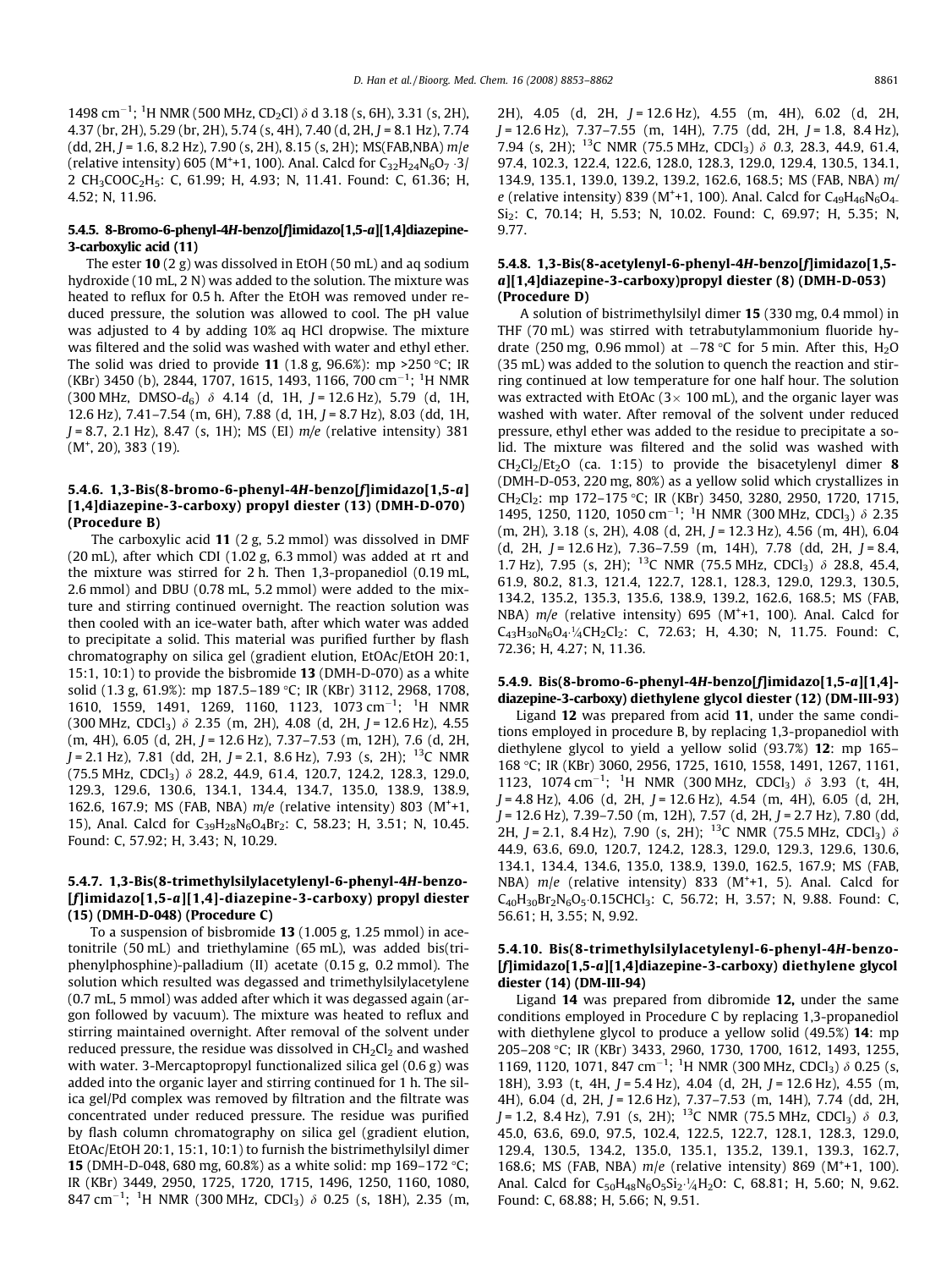1498 cm$^{-1}$; $^1$H NMR (500 MHz, $CD_2Cl$) δ d 3.18 (s, 6H), 3.31 (s, 2H), 4.37 (br, 2H), 5.29 (br, 2H), 5.74 (s, 4H), 7.40 (d, 2H, J = 8.1 Hz), 7.74 (dd, 2H, J = 1.6, 8.2 Hz), 7.90 (s, 2H), 8.15 (s, 2H); MS(FAB,NBA) m/e (relative intensity) 605 (M$^+$+1, 100). Anal. Calcd for $C_{32}H_{24}N_6O_7 \cdot 3/2\ CH_3COOC_2H_5$: C, 61.99; H, 4.93; N, 11.41. Found: C, 61.36; H, 4.52; N, 11.96.

### 5.4.5. 8-Bromo-6-phenyl-4H-benzo[f]imidazo[1,5-a][1,4]diazepine-3-carboxylic acid (11)

The ester **10** (2 g) was dissolved in EtOH (50 mL) and aq sodium hydroxide (10 mL, 2 N) was added to the solution. The mixture was heated to reflux for 0.5 h. After the EtOH was removed under reduced pressure, the solution was allowed to cool. The pH value was adjusted to 4 by adding 10% aq HCl dropwise. The mixture was filtered and the solid was washed with water and ethyl ether. The solid was dried to provide **11** (1.8 g, 96.6%): mp >250 °C; IR (KBr) 3450 (b), 2844, 1707, 1615, 1493, 1166, 700 cm$^{-1}$; $^1$H NMR (300 MHz, DMSO-$d_6$) δ 4.14 (d, 1H, J = 12.6 Hz), 5.79 (d, 1H, 12.6 Hz), 7.41–7.54 (m, 6H), 7.88 (d, 1H, J = 8.7 Hz), 8.03 (dd, 1H, J = 8.7, 2.1 Hz), 8.47 (s, 1H); MS (EI) m/e (relative intensity) 381 (M$^+$, 20), 383 (19).

### 5.4.6. 1,3-Bis(8-bromo-6-phenyl-4H-benzo[f]imidazo[1,5-a][1,4]diazepine-3-carboxy) propyl diester (13) (DMH-D-070) (Procedure B)

The carboxylic acid **11** (2 g, 5.2 mmol) was dissolved in DMF (20 mL), after which CDI (1.02 g, 6.3 mmol) was added at rt and the mixture was stirred for 2 h. Then 1,3-propanediol (0.19 mL, 2.6 mmol) and DBU (0.78 mL, 5.2 mmol) were added to the mixture and stirring continued overnight. The reaction solution was then cooled with an ice-water bath, after which water was added to precipitate a solid. This material was purified further by flash chromatography on silica gel (gradient elution, EtOAc/EtOH 20:1, 15:1, 10:1) to provide the bisbromide **13** (DMH-D-070) as a white solid (1.3 g, 61.9%): mp 187.5–189 °C; IR (KBr) 3112, 2968, 1708, 1610, 1559, 1491, 1269, 1160, 1123, 1073 cm$^{-1}$; $^1$H NMR (300 MHz, $CDCl_3$) δ 2.35 (m, 2H), 4.08 (d, 2H, J = 12.6 Hz), 4.55 (m, 4H), 6.05 (d, 2H, J = 12.6 Hz), 7.37–7.53 (m, 12H), 7.6 (d, 2H, J = 2.1 Hz), 7.81 (dd, 2H, J = 2.1, 8.6 Hz), 7.93 (s, 2H); $^{13}$C NMR (75.5 MHz, $CDCl_3$) δ 28.2, 44.9, 61.4, 120.7, 124.2, 128.3, 129.0, 129.3, 129.6, 130.6, 134.1, 134.4, 134.7, 135.0, 138.9, 138.9, 162.6, 167.9; MS (FAB, NBA) m/e (relative intensity) 803 (M$^+$+1, 15), Anal. Calcd for $C_{39}H_{28}N_6O_4Br_2$: C, 58.23; H, 3.51; N, 10.45. Found: C, 57.92; H, 3.43; N, 10.29.

### 5.4.7. 1,3-Bis(8-trimethylsilylacetylenyl-6-phenyl-4H-benzo-[f]imidazo[1,5-a][1,4]-diazepine-3-carboxy) propyl diester (15) (DMH-D-048) (Procedure C)

To a suspension of bisbromide **13** (1.005 g, 1.25 mmol) in acetonitrile (50 mL) and triethylamine (65 mL), was added bis(triphenylphosphine)-palladium (II) acetate (0.15 g, 0.2 mmol). The solution which resulted was degassed and trimethylsilylacetylene (0.7 mL, 5 mmol) was added after which it was degassed again (argon followed by vacuum). The mixture was heated to reflux and stirring maintained overnight. After removal of the solvent under reduced pressure, the residue was dissolved in $CH_2Cl_2$ and washed with water. 3-Mercaptopropyl functionalized silica gel (0.6 g) was added into the organic layer and stirring continued for 1 h. The silica gel/Pd complex was removed by filtration and the filtrate was concentrated under reduced pressure. The residue was purified by flash column chromatography on silica gel (gradient elution, EtOAc/EtOH 20:1, 15:1, 10:1) to furnish the bistrimethylsilyl dimer **15** (DMH-D-048, 680 mg, 60.8%) as a white solid: mp 169–172 °C; IR (KBr) 3449, 2950, 1725, 1720, 1715, 1496, 1250, 1160, 1080, 847 cm$^{-1}$; $^1$H NMR (300 MHz, $CDCl_3$) δ 0.25 (s, 18H), 2.35 (m, 2H), 4.05 (d, 2H, J = 12.6 Hz), 4.55 (m, 4H), 6.02 (d, 2H, J = 12.6 Hz), 7.37–7.55 (m, 14H), 7.75 (dd, 2H, J = 1.8, 8.4 Hz), 7.94 (s, 2H); $^{13}$C NMR (75.5 MHz, $CDCl_3$) δ *0.3*, 28.3, 44.9, 61.4, 97.4, 102.3, 122.4, 122.6, 128.0, 128.3, 129.0, 129.4, 130.5, 134.1, 134.9, 135.1, 139.0, 139.2, 139.2, 162.6, 168.5; MS (FAB, NBA) m/e (relative intensity) 839 (M$^+$+1, 100). Anal. Calcd for $C_{49}H_{46}N_6O_4Si_2$: C, 70.14; H, 5.53; N, 10.02. Found: C, 69.97; H, 5.35; N, 9.77.

### 5.4.8. 1,3-Bis(8-acetylenyl-6-phenyl-4H-benzo[f]imidazo[1,5-a][1,4]diazepine-3-carboxy)propyl diester (8) (DMH-D-053) (Procedure D)

A solution of bistrimethylsilyl dimer **15** (330 mg, 0.4 mmol) in THF (70 mL) was stirred with tetrabutylammonium fluoride hydrate (250 mg, 0.96 mmol) at −78 °C for 5 min. After this, $H_2O$ (35 mL) was added to the solution to quench the reaction and stirring continued at low temperature for one half hour. The solution was extracted with EtOAc (3× 100 mL), and the organic layer was washed with water. After removal of the solvent under reduced pressure, ethyl ether was added to the residue to precipitate a solid. The mixture was filtered and the solid was washed with $CH_2Cl_2/Et_2O$ (ca. 1:15) to provide the bisacetylenyl dimer **8** (DMH-D-053, 220 mg, 80%) as a yellow solid which crystallizes in $CH_2Cl_2$: mp 172–175 °C; IR (KBr) 3450, 3280, 2950, 1720, 1715, 1495, 1250, 1120, 1050 cm$^{-1}$; $^1$H NMR (300 MHz, $CDCl_3$) δ 2.35 (m, 2H), 3.18 (s, 2H), 4.08 (d, 2H, J = 12.3 Hz), 4.56 (m, 4H), 6.04 (d, 2H, J = 12.6 Hz), 7.36–7.59 (m, 14H), 7.78 (dd, 2H, J = 8.4, 1.7 Hz), 7.95 (s, 2H); $^{13}$C NMR (75.5 MHz, $CDCl_3$) δ 28.8, 45.4, 61.9, 80.2, 81.3, 121.4, 122.7, 128.1, 128.3, 129.0, 129.3, 130.5, 134.2, 135.2, 135.3, 135.6, 138.9, 139.2, 162.6, 168.5; MS (FAB, NBA) m/e (relative intensity) 695 (M$^+$+1, 100). Anal. Calcd for $C_{43}H_{30}N_6O_4 \cdot {}^1\!/\!_4CH_2Cl_2$: C, 72.63; H, 4.30; N, 11.75. Found: C, 72.36; H, 4.27; N, 11.36.

### 5.4.9. Bis(8-bromo-6-phenyl-4H-benzo[f]imidazo[1,5-a][1,4]-diazepine-3-carboxy) diethylene glycol diester (12) (DM-III-93)

Ligand **12** was prepared from acid **11**, under the same conditions employed in procedure B, by replacing 1,3-propanediol with diethylene glycol to yield a yellow solid (93.7%) **12**: mp 165–168 °C; IR (KBr) 3060, 2956, 1725, 1610, 1558, 1491, 1267, 1161, 1123, 1074 cm$^{-1}$; $^1$H NMR (300 MHz, $CDCl_3$) δ 3.93 (t, 4H, J = 4.8 Hz), 4.06 (d, 2H, J = 12.6 Hz), 4.54 (m, 4H), 6.05 (d, 2H, J = 12.6 Hz), 7.39–7.50 (m, 12H), 7.57 (d, 2H, J = 2.7 Hz), 7.80 (dd, 2H, J = 2.1, 8.4 Hz), 7.90 (s, 2H); $^{13}$C NMR (75.5 MHz, $CDCl_3$) δ 44.9, 63.6, 69.0, 120.7, 124.2, 128.3, 129.0, 129.3, 129.6, 130.6, 134.1, 134.4, 134.6, 135.0, 138.9, 139.0, 162.5, 167.9; MS (FAB, NBA) m/e (relative intensity) 833 (M$^+$+1, 5). Anal. Calcd for $C_{40}H_{30}Br_2N_6O_5 \cdot 0.15CHCl_3$: C, 56.72; H, 3.57; N, 9.88. Found: C, 56.61; H, 3.55; N, 9.92.

### 5.4.10. Bis(8-trimethylsilylacetylenyl-6-phenyl-4H-benzo-[f]imidazo[1,5-a][1,4]diazepine-3-carboxy) diethylene glycol diester (14) (DM-III-94)

Ligand **14** was prepared from dibromide **12**, under the same conditions employed in Procedure C by replacing 1,3-propanediol with diethylene glycol to produce a yellow solid (49.5%) **14**: mp 205–208 °C; IR (KBr) 3433, 2960, 1730, 1700, 1612, 1493, 1255, 1169, 1120, 1071, 847 cm$^{-1}$; $^1$H NMR (300 MHz, $CDCl_3$) δ 0.25 (s, 18H), 3.93 (t, 4H, J = 5.4 Hz), 4.04 (d, 2H, J = 12.6 Hz), 4.55 (m, 4H), 6.04 (d, 2H, J = 12.6 Hz), 7.37–7.53 (m, 14H), 7.74 (dd, 2H, J = 1.2, 8.4 Hz), 7.91 (s, 2H); $^{13}$C NMR (75.5 MHz, $CDCl_3$) δ *0.3*, 45.0, 63.6, 69.0, 97.5, 102.4, 122.5, 122.7, 128.1, 128.3, 129.0, 129.4, 130.5, 134.2, 135.0, 135.1, 135.2, 139.1, 139.3, 162.7, 168.6; MS (FAB, NBA) m/e (relative intensity) 869 (M$^+$+1, 100). Anal. Calcd for $C_{50}H_{48}N_6O_5Si_2 \cdot {}^1\!/\!_4H_2O$: C, 68.81; H, 5.60; N, 9.62. Found: C, 68.88; H, 5.66; N, 9.51.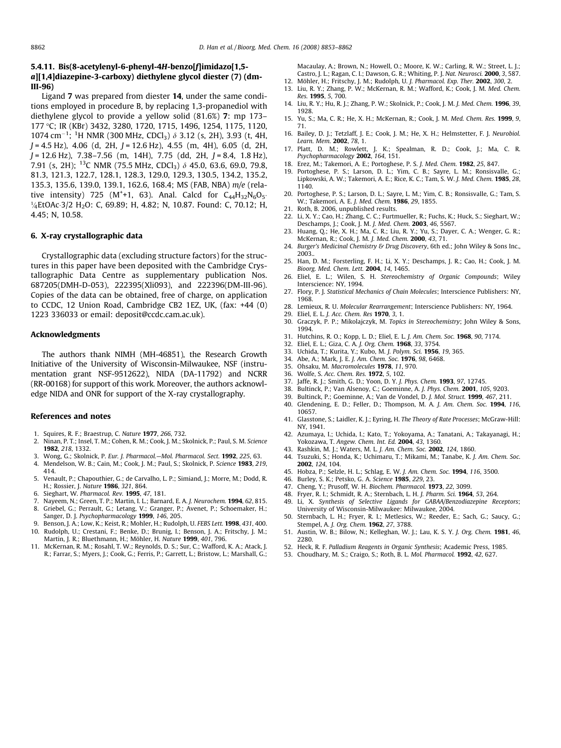### 5.4.11. Bis(8-acetylenyl-6-phenyl-4*H*-benzo[*f*]imidazo[1,5-*a*][1,4]diazepine-3-carboxy) diethylene glycol diester (7) (dm-III-96)

Ligand **7** was prepared from diester **14**, under the same conditions employed in procedure B, by replacing 1,3-propanediol with diethylene glycol to provide a yellow solid (81.6%) **7**: mp 173–177 °C; IR (KBr) 3432, 3280, 1720, 1715, 1496, 1254, 1175, 1120, 1074 cm$^{-1}$; $^1$H NMR (300 MHz, $CDCl_3$) $\delta$ 3.12 (s, 2H), 3.93 (t, 4H, $J$ = 4.5 Hz), 4.06 (d, 2H, $J$ = 12.6 Hz), 4.55 (m, 4H), 6.05 (d, 2H, $J$ = 12.6 Hz), 7.38–7.56 (m, 14H), 7.75 (dd, 2H, $J$ = 8.4, 1.8 Hz), 7.91 (s, 2H); $^{13}$C NMR (75.5 MHz, $CDCl_3$) $\delta$ 45.0, 63.6, 69.0, 79.8, 81.3, 121.3, 122.7, 128.1, 128.3, 129.0, 129.3, 130.5, 134.2, 135.2, 135.3, 135.6, 139.0, 139.1, 162.6, 168.4; MS (FAB, NBA) *m*/*e* (relative intensity) 725 ($M^+$+1, 63). Anal. Calcd for $C_{44}H_{32}N_6O_5 \cdot \frac{1}{4}EtOAc \cdot 3/2\ H_2O$: C, 69.89; H, 4.82; N, 10.87. Found: C, 70.12; H, 4.45; N, 10.58.

## 6. X-ray crystallographic data

Crystallographic data (excluding structure factors) for the structures in this paper have been deposited with the Cambridge Crystallographic Data Centre as supplementary publication Nos. 687205(DMH-D-053), 222395(Xli093), and 222396(DM-III-96). Copies of the data can be obtained, free of charge, on application to CCDC, 12 Union Road, Cambridge CB2 1EZ, UK, (fax: +44 (0) 1223 336033 or email: deposit@ccdc.cam.ac.uk).

## Acknowledgments

The authors thank NIMH (MH-46851), the Research Growth Initiative of the University of Wisconsin-Milwaukee, NSF (instrumentation grant NSF-9512622), NIDA (DA-11792) and NCRR (RR-00168) for support of this work. Moreover, the authors acknowledge NIDA and ONR for support of the X-ray crystallography.

## References and notes

1. Squires, R. F.; Braestrup, C. *Nature* **1977**, *266*, 732.
2. Ninan, P. T.; Insel, T. M.; Cohen, R. M.; Cook, J. M.; Skolnick, P.; Paul, S. M. *Science* **1982**, *218*, 1332.
3. Wong, G.; Skolnick, P. *Eur. J. Pharmacol.—Mol. Pharmacol. Sect.* **1992**, *225*, 63.
4. Mendelson, W. B.; Cain, M.; Cook, J. M.; Paul, S.; Skolnick, P. *Science* **1983**, *219*, 414.
5. Venault, P.; Chapouthier, G.; de Carvalho, L. P.; Simiand, J.; Morre, M.; Dodd, R. H.; Rossier, J. *Nature* **1986**, *321*, 864.
6. Sieghart, W. *Pharmacol. Rev.* **1995**, *47*, 181.
7. Nayeem, N.; Green, T. P.; Martin, I. L.; Barnard, E. A. *J. Neurochem.* **1994**, *62*, 815.
8. Griebel, G.; Perrault, G.; Letang, V.; Granger, P.; Avenet, P.; Schoemaker, H.; Sanger, D. J. *Psychopharmacology* **1999**, *146*, 205.
9. Benson, J. A.; Low, K.; Keist, R.; Mohler, H.; Rudolph, U. *FEBS Lett.* **1998**, *431*, 400.
10. Rudolph, U.; Crestani, F.; Benke, D.; Brunig, I.; Benson, J. A.; Fritschy, J. M.; Martin, J. R.; Bluethmann, H.; Möhler, H. *Nature* **1999**, *401*, 796.
11. McKernan, R. M.; Rosahl, T. W.; Reynolds, D. S.; Sur, C.; Wafford, K. A.; Atack, J. R.; Farrar, S.; Myers, J.; Cook, G.; Ferris, P.; Garrett, L.; Bristow, L.; Marshall, G.; Macaulay, A.; Brown, N.; Howell, O.; Moore, K. W.; Carling, R. W.; Street, L. J.; Castro, J. L.; Ragan, C. I.; Dawson, G. R.; Whiting, P. J. *Nat. Neurosci.* **2000**, *3*, 587.
12. Möhler, H.; Fritschy, J. M.; Rudolph, U. *J. Pharmacol. Exp. Ther.* **2002**, *300*, 2.
13. Liu, R. Y.; Zhang, P. W.; McKernan, R. M.; Wafford, K.; Cook, J. M. *Med. Chem. Res.* **1995**, *5*, 700.
14. Liu, R. Y.; Hu, R. J.; Zhang, P. W.; Skolnick, P.; Cook, J. M. *J. Med. Chem.* **1996**, *39*, 1928.
15. Yu, S.; Ma, C. R.; He, X. H.; McKernan, R.; Cook, J. M. *Med. Chem. Res.* **1999**, *9*, 71.
16. Bailey, D. J.; Tetzlaff, J. E.; Cook, J. M.; He, X. H.; Helmstetter, F. J. *Neurobiol. Learn. Mem.* **2002**, *78*, 1.
17. Platt, D. M.; Rowlett, J. K.; Spealman, R. D.; Cook, J.; Ma, C. R. *Psychopharmacology* **2002**, *164*, 151.
18. Erez, M.; Takemori, A. E.; Portoghese, P. S. *J. Med. Chem.* **1982**, *25*, 847.
19. Portoghese, P. S.; Larson, D. L.; Yim, C. B.; Sayre, L. M.; Ronsisvalle, G.; Lipkowski, A. W.; Takemori, A. E.; Rice, K. C.; Tam, S. W. *J. Med. Chem.* **1985**, *28*, 1140.
20. Portoghese, P. S.; Larson, D. L.; Sayre, L. M.; Yim, C. B.; Ronsisvalle, G.; Tam, S. W.; Takemori, A. E. *J. Med. Chem.* **1986**, *29*, 1855.
21. Roth, B. 2006, unpublished results.
22. Li, X. Y.; Cao, H.; Zhang, C. C.; Furtmueller, R.; Fuchs, K.; Huck, S.; Sieghart, W.; Deschamps, J.; Cook, J. M. *J. Med. Chem.* **2003**, *46*, 5567.
23. Huang, Q.; He, X. H.; Ma, C. R.; Liu, R. Y.; Yu, S.; Dayer, C. A.; Wenger, G. R.; McKernan, R.; Cook, J. M. *J. Med. Chem.* **2000**, *43*, 71.
24. *Burger's Medicinal Chemistry & Drug Discovery*, 6th ed.; John Wiley & Sons Inc., 2003..
25. Han, D. M.; Forsterling, F. H.; Li, X. Y.; Deschamps, J. R.; Cao, H.; Cook, J. M. *Bioorg. Med. Chem. Lett.* **2004**, *14*, 1465.
26. Eliel, E. L.; Wilen, S. H. *Stereochemistry of Organic Compounds*; Wiley Interscience: NY, 1994.
27. Flory, P. J. *Statistical Mechanics of Chain Molecules*; Interscience Publishers: NY, 1968.
28. Lemieux, R. U. *Molecular Rearrangement*; Interscience Publishers: NY, 1964.
29. Eliel, E. L. *J. Acc. Chem. Res* **1970**, *3*, 1.
30. Graczyk, P. P.; Mikolajczyk, M. *Topics in Stereochemistry*; John Wiley & Sons, 1994.
31. Hutchins, R. O.; Kopp, L. D.; Eliel, E. L. *J. Am. Chem. Soc.* **1968**, *90*, 7174.
32. Eliel, E. L.; Giza, C. A. *J. Org. Chem.* **1968**, *33*, 3754.
33. Uchida, T.; Kurita, Y.; Kubo, M. *J. Polym. Sci.* **1956**, *19*, 365.
34. Abe, A.; Mark, J. E. *J. Am. Chem. Soc.* **1976**, *98*, 6468.
35. Ohsaku, M. *Macromolecules* **1978**, *11*, 970.
36. Wolfe, S. *Acc. Chem. Res.* **1972**, *5*, 102.
37. Jaffe, R. J.; Smith, G. D.; Yoon, D. Y. *J. Phys. Chem.* **1993**, *97*, 12745.
38. Bultinck, P.; Van Alsenoy, C.; Goeminne, A. *J. Phys. Chem.* **2001**, *105*, 9203.
39. Bultinck, P.; Goeminne, A.; Van de Vondel, D. *J. Mol. Struct.* **1999**, *467*, 211.
40. Glendening, E. D.; Feller, D.; Thompson, M. A. *J. Am. Chem. Soc.* **1994**, *116*, 10657.
41. Glasstone, S.; Laidler, K. J.; Eyring, H. *The Theory of Rate Processes*; McGraw-Hill: NY, 1941.
42. Azumaya, I.; Uchida, I.; Kato, T.; Yokoyama, A.; Tanatani, A.; Takayanagi, H.; Yokozawa, T. *Angew. Chem. Int. Ed.* **2004**, *43*, 1360.
43. Rashkin, M. J.; Waters, M. L. *J. Am. Chem. Soc.* **2002**, *124*, 1860.
44. Tsuzuki, S.; Honda, K.; Uchimaru, T.; Mikami, M.; Tanabe, K. *J. Am. Chem. Soc.* **2002**, *124*, 104.
45. Hobza, P.; Selzle, H. L.; Schlag, E. W. *J. Am. Chem. Soc.* **1994**, *116*, 3500.
46. Burley, S. K.; Petsko, G. A. *Science* **1985**, *229*, 23.
47. Cheng, Y.; Prusoff, W. H. *Biochem. Pharmacol.* **1973**, *22*, 3099.
48. Fryer, R. I.; Schmidt, R. A.; Sternbach, L. H. *J. Pharm. Sci.* **1964**, *53*, 264.
49. Li, X. *Synthesis of Selective Ligands for GABAA/Benzodiazepine Receptors*; University of Wisconsin-Milwaukee: Milwaukee, 2004.
50. Sternbach, L. H.; Fryer, R. I.; Metlesics, W.; Reeder, E.; Sach, G.; Saucy, G.; Stempel, A. *J. Org. Chem.* **1962**, *27*, 3788.
51. Austin, W. B.; Bilow, N.; Kelleghan, W. J.; Lau, K. S. Y. *J. Org. Chem.* **1981**, *46*, 2280.
52. Heck, R. F. *Palladium Reagents in Organic Synthesis*; Academic Press, 1985.
53. Choudhary, M. S.; Craigo, S.; Roth, B. L. *Mol. Pharmacol.* **1992**, *42*, 627.